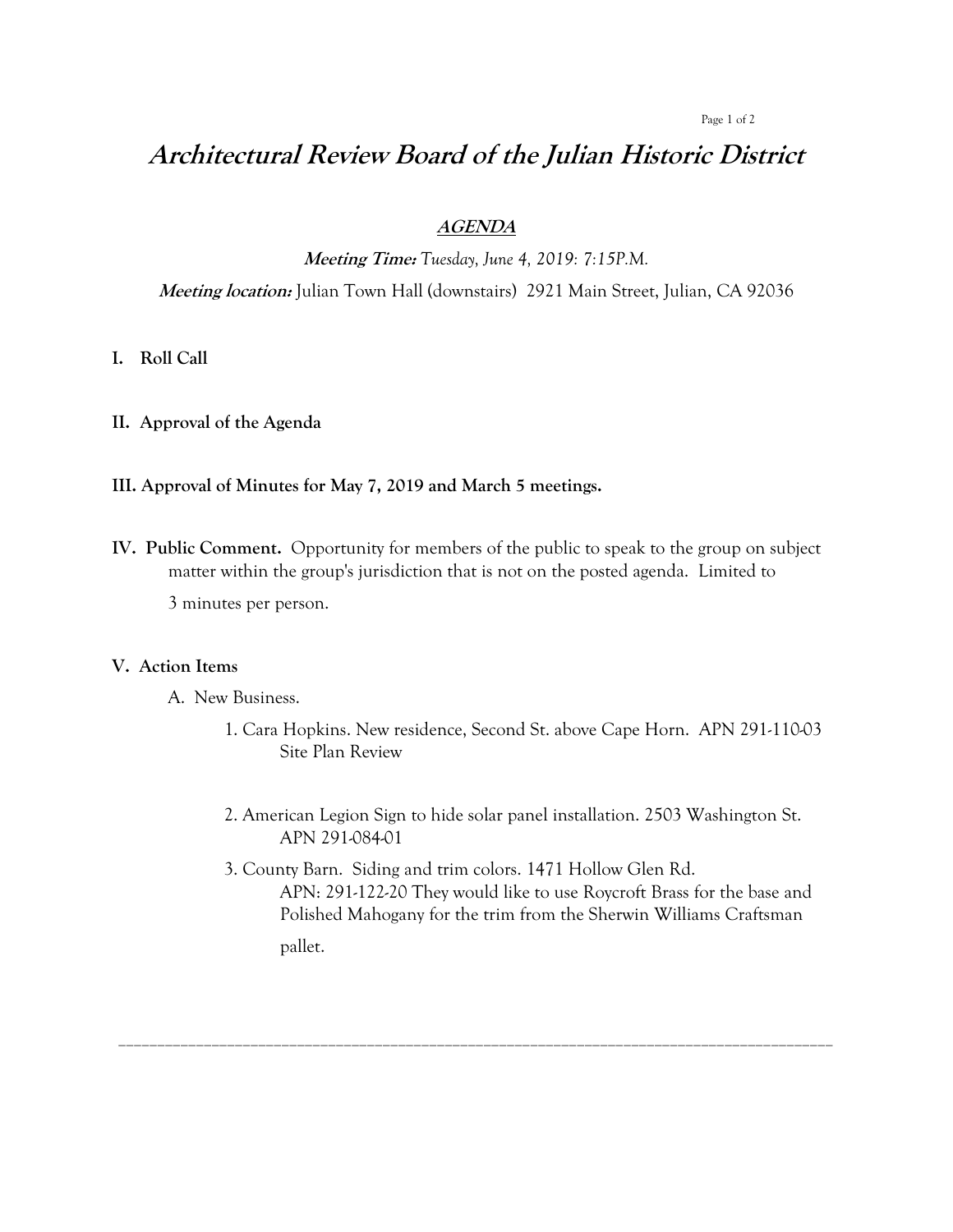# *Architectural Review Board of the Julian Historic District*

## ***AGENDA***

***Meeting Time:*** *Tuesday, June 4, 2019: 7:15P.M.*

***Meeting location:*** Julian Town Hall (downstairs) 2921 Main Street, Julian, CA 92036

**I. Roll Call**

**II. Approval of the Agenda**

**III. Approval of Minutes for May 7, 2019 and March 5 meetings.**

**IV. Public Comment.** Opportunity for members of the public to speak to the group on subject matter within the group's jurisdiction that is not on the posted agenda. Limited to 3 minutes per person.

**V. Action Items**

A. New Business.

1. Cara Hopkins. New residence, Second St. above Cape Horn. APN 291-110-03
   Site Plan Review

2. American Legion Sign to hide solar panel installation. 2503 Washington St.
   APN 291-084-01

3. County Barn. Siding and trim colors. 1471 Hollow Glen Rd.
   APN: 291-122-20 They would like to use Roycroft Brass for the base and Polished Mahogany for the trim from the Sherwin Williams Craftsman pallet.

---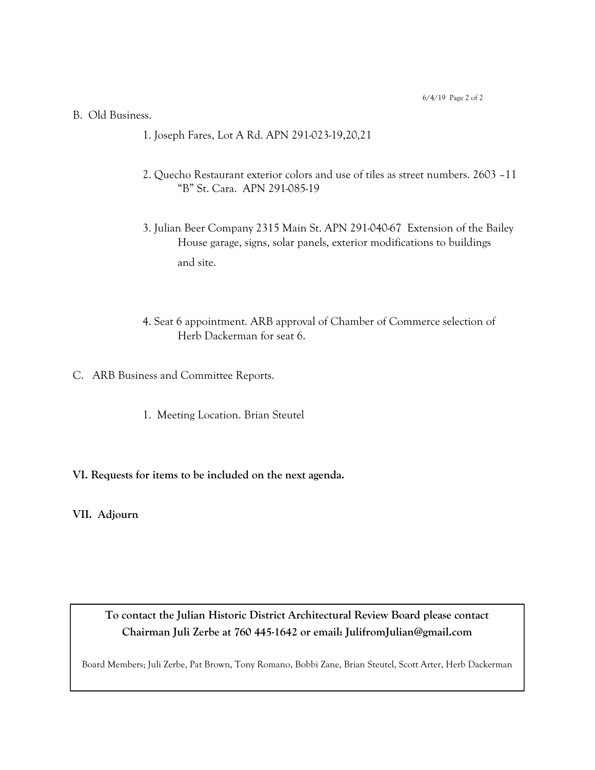B. Old Business.

1. Joseph Fares, Lot A Rd. APN 291-023-19,20,21

2. Quecho Restaurant exterior colors and use of tiles as street numbers. 2603 –11 "B" St. Cara. APN 291-085-19

3. Julian Beer Company 2315 Main St. APN 291-040-67 Extension of the Bailey House garage, signs, solar panels, exterior modifications to buildings and site.

4. Seat 6 appointment. ARB approval of Chamber of Commerce selection of Herb Dackerman for seat 6.

C. ARB Business and Committee Reports.

1. Meeting Location. Brian Steutel

**VI. Requests for items to be included on the next agenda.**

**VII. Adjourn**

**To contact the Julian Historic District Architectural Review Board please contact Chairman Juli Zerbe at 760 445-1642 or email: JulifromJulian@gmail.com**

Board Members; Juli Zerbe, Pat Brown, Tony Romano, Bobbi Zane, Brian Steutel, Scott Arter, Herb Dackerman